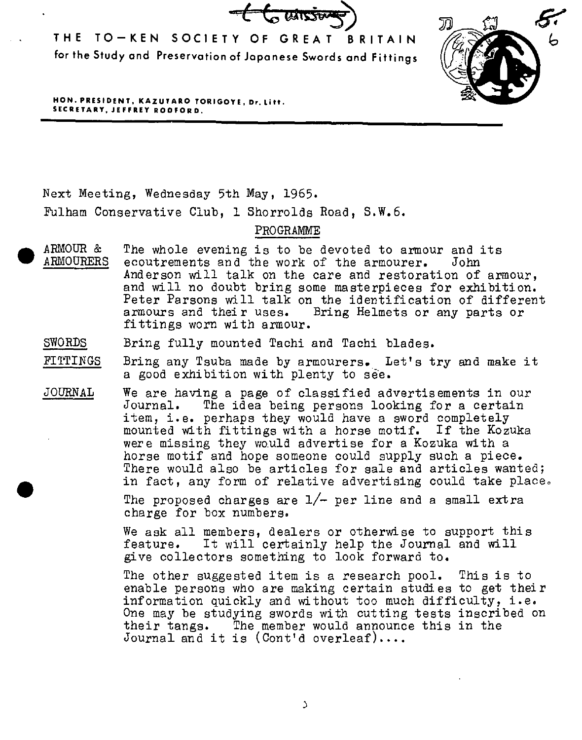# THE TO-KEN SOCIETY OF GREAT BRITAIN

**for the Study and Preservation of Japanese Swords and Fittings**

**HON. PRESIDENT, KAZUTARO TORIGOYE, Dr. Litt.**
**SECRETARY, JEFFREY RODFORD.**

Next Meeting, Wednesday 5th May, 1965.

Fulham Conservative Club, 1 Shorrolds Road, S.W.6.

## PROGRAMME

**ARMOUR & ARMOURERS** — The whole evening is to be devoted to armour and its ecoutrements and the work of the armourer. John Anderson will talk on the care and restoration of armour, and will no doubt bring some masterpieces for exhibition. Peter Parsons will talk on the identification of different armours and their uses. Bring Helmets or any parts or fittings worn with armour.

**SWORDS** — Bring fully mounted Tachi and Tachi blades.

**FITTINGS** — Bring any Tsuba made by armourers. Let's try and make it a good exhibition with plenty to see.

**JOURNAL** — We are having a page of classified advertisements in our Journal. The idea being persons looking for a certain item, i.e. perhaps they would have a sword completely mounted with fittings with a horse motif. If the Kozuka were missing they would advertise for a Kozuka with a horse motif and hope someone could supply such a piece. There would also be articles for sale and articles wanted; in fact, any form of relative advertising could take place.

The proposed charges are 1/- per line and a small extra charge for box numbers.

We ask all members, dealers or otherwise to support this feature. It will certainly help the Journal and will give collectors something to look forward to.

The other suggested item is a research pool. This is to enable persons who are making certain studies to get their information quickly and without too much difficulty, i.e. One may be studying swords with cutting tests inscribed on their tangs. The member would announce this in the Journal and it is (Cont'd overleaf)....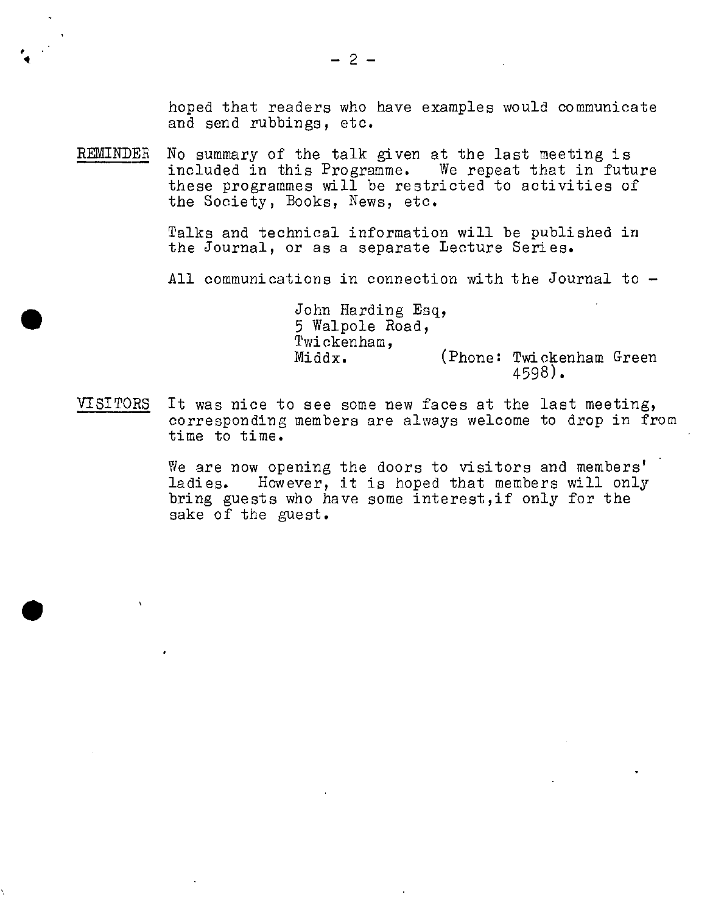hoped that readers who have examples would communicate and send rubbings, etc.

<u>REMINDER</u> No summary of the talk given at the last meeting is included in this Programme. We repeat that in future these programmes will be restricted to activities of the Society, Books, News, etc.

Talks and technical information will be published in the Journal, or as a separate Lecture Series.

All communications in connection with the Journal to -

John Harding Esq,
5 Walpole Road,
Twickenham,
Middx. (Phone: Twickenham Green 4598).

<u>VISITORS</u> It was nice to see some new faces at the last meeting, corresponding members are always welcome to drop in from time to time.

We are now opening the doors to visitors and members' ladies. However, it is hoped that members will only bring guests who have some interest,if only for the sake of the guest.